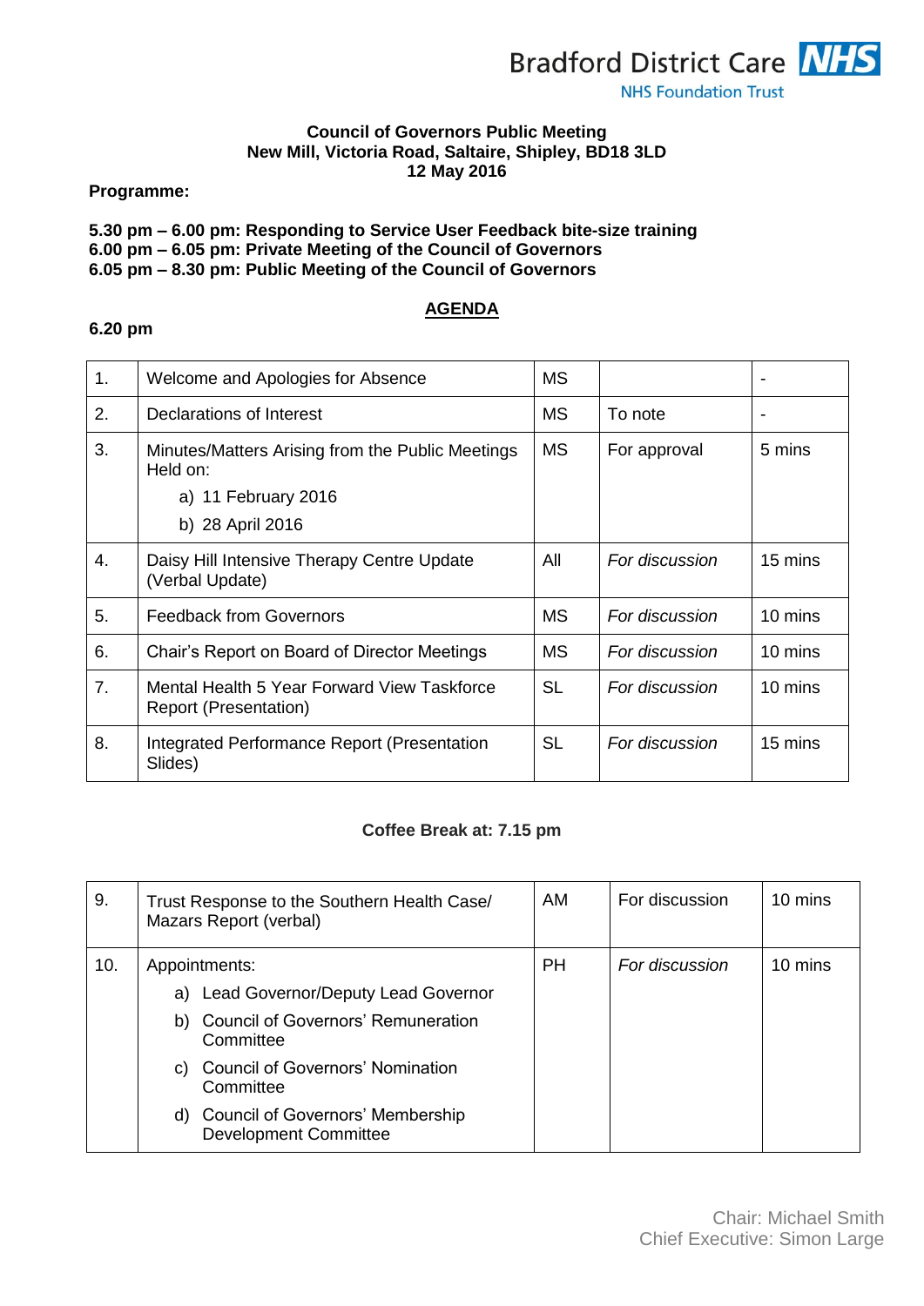Bradford District Care NHS Foundation Trust

**Council of Governors Public Meeting**
**New Mill, Victoria Road, Saltaire, Shipley, BD18 3LD**
**12 May 2016**

**Programme:**

**5.30 pm – 6.00 pm: Responding to Service User Feedback bite-size training**
**6.00 pm – 6.05 pm: Private Meeting of the Council of Governors**
**6.05 pm – 8.30 pm: Public Meeting of the Council of Governors**

## AGENDA

**6.20 pm**

| | | | | |
|---|---|---|---|---|
| 1. | Welcome and Apologies for Absence | MS | | - |
| 2. | Declarations of Interest | MS | To note | - |
| 3. | Minutes/Matters Arising from the Public Meetings Held on:<br>a) 11 February 2016<br>b) 28 April 2016 | MS | For approval | 5 mins |
| 4. | Daisy Hill Intensive Therapy Centre Update (Verbal Update) | All | *For discussion* | 15 mins |
| 5. | Feedback from Governors | MS | *For discussion* | 10 mins |
| 6. | Chair's Report on Board of Director Meetings | MS | *For discussion* | 10 mins |
| 7. | Mental Health 5 Year Forward View Taskforce Report (Presentation) | SL | *For discussion* | 10 mins |
| 8. | Integrated Performance Report (Presentation Slides) | SL | *For discussion* | 15 mins |

**Coffee Break at: 7.15 pm**

| | | | | |
|---|---|---|---|---|
| 9. | Trust Response to the Southern Health Case/ Mazars Report (verbal) | AM | For discussion | 10 mins |
| 10. | Appointments:<br>a) Lead Governor/Deputy Lead Governor<br>b) Council of Governors' Remuneration Committee<br>c) Council of Governors' Nomination Committee<br>d) Council of Governors' Membership Development Committee | PH | *For discussion* | 10 mins |

Chair: Michael Smith
Chief Executive: Simon Large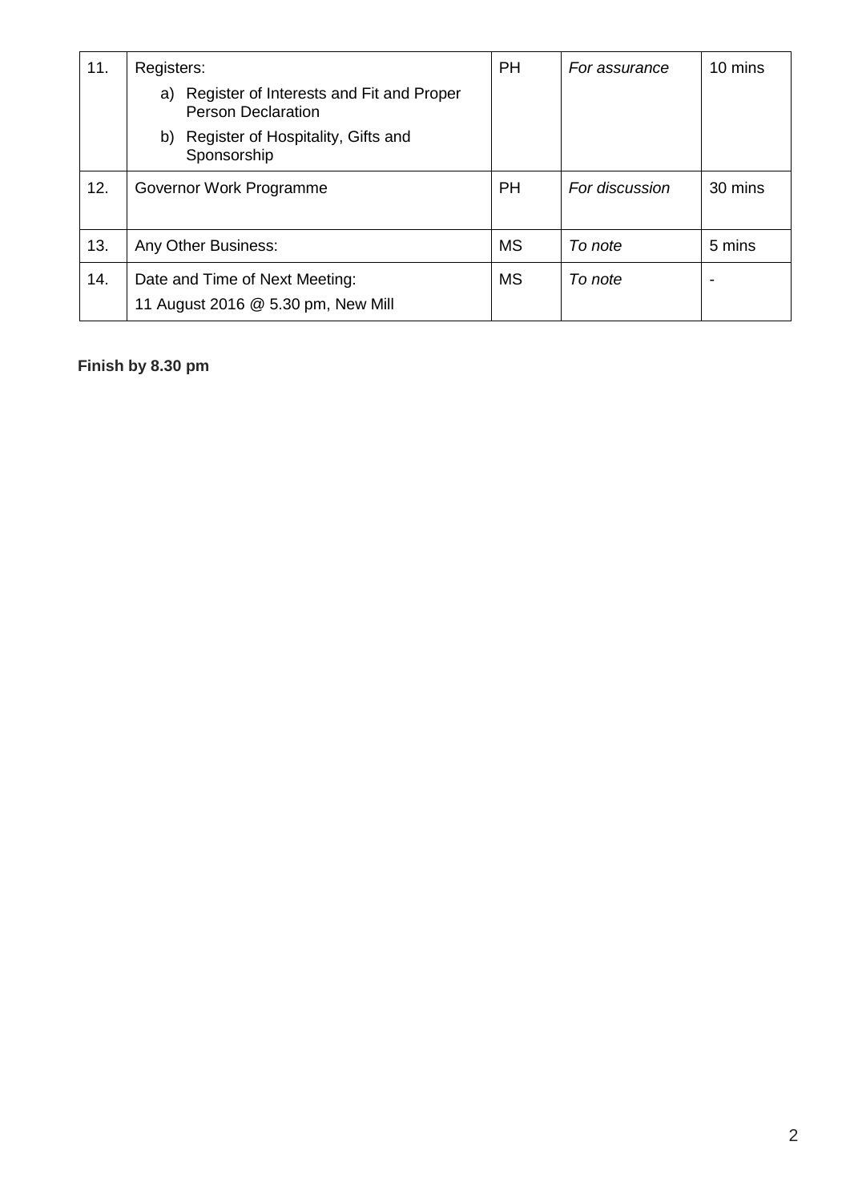| | | | | |
|---|---|---|---|---|
| 11. | Registers:<br>a) Register of Interests and Fit and Proper Person Declaration<br>b) Register of Hospitality, Gifts and Sponsorship | PH | *For assurance* | 10 mins |
| 12. | Governor Work Programme | PH | *For discussion* | 30 mins |
| 13. | Any Other Business: | MS | *To note* | 5 mins |
| 14. | Date and Time of Next Meeting:<br>11 August 2016 @ 5.30 pm, New Mill | MS | *To note* | - |

**Finish by 8.30 pm**